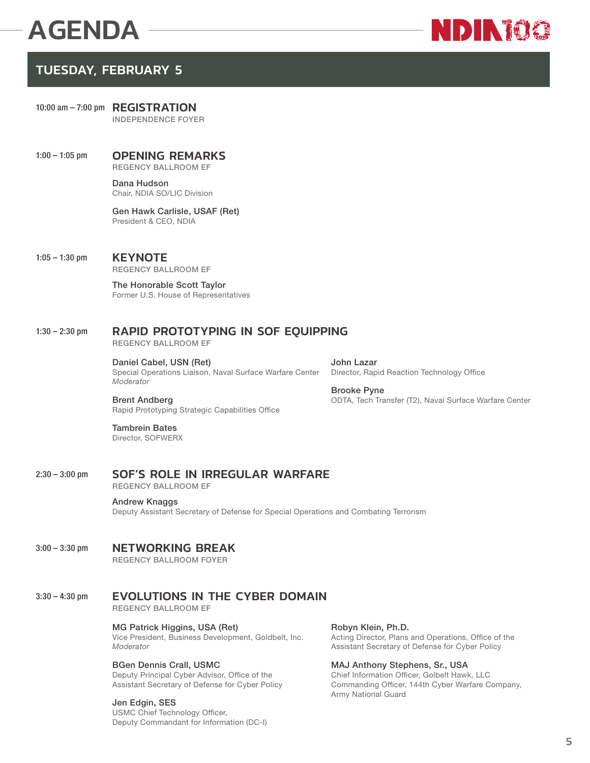# AGENDA

## TUESDAY, FEBRUARY 5

10:00 am – 7:00 pm **REGISTRATION**
INDEPENDENCE FOYER

1:00 – 1:05 pm **OPENING REMARKS**
REGENCY BALLROOM EF

**Dana Hudson**
Chair, NDIA SO/LIC Division

**Gen Hawk Carlisle, USAF (Ret)**
President & CEO, NDIA

1:05 – 1:30 pm **KEYNOTE**
REGENCY BALLROOM EF

**The Honorable Scott Taylor**
Former U.S. House of Representatives

1:30 – 2:30 pm **RAPID PROTOTYPING IN SOF EQUIPPING**
REGENCY BALLROOM EF

**Daniel Cabel, USN (Ret)**
Special Operations Liaison, Naval Surface Warfare Center
*Moderator*

**Brent Andberg**
Rapid Prototyping Strategic Capabilities Office

**Tambrein Bates**
Director, SOFWERX

**John Lazar**
Director, Rapid Reaction Technology Office

**Brooke Pyne**
ODTA, Tech Transfer (T2), Naval Surface Warfare Center

2:30 – 3:00 pm **SOF'S ROLE IN IRREGULAR WARFARE**
REGENCY BALLROOM EF

**Andrew Knaggs**
Deputy Assistant Secretary of Defense for Special Operations and Combating Terrorism

3:00 – 3:30 pm **NETWORKING BREAK**
REGENCY BALLROOM FOYER

3:30 – 4:30 pm **EVOLUTIONS IN THE CYBER DOMAIN**
REGENCY BALLROOM EF

**MG Patrick Higgins, USA (Ret)**
Vice President, Business Development, Goldbelt, Inc.
*Moderator*

**BGen Dennis Crall, USMC**
Deputy Principal Cyber Advisor, Office of the Assistant Secretary of Defense for Cyber Policy

**Jen Edgin, SES**
USMC Chief Technology Officer,
Deputy Commandant for Information (DC-I)

**Robyn Klein, Ph.D.**
Acting Director, Plans and Operations, Office of the Assistant Secretary of Defense for Cyber Policy

**MAJ Anthony Stephens, Sr., USA**
Chief Information Officer, Golbelt Hawk, LLC
Commanding Officer, 144th Cyber Warfare Company, Army National Guard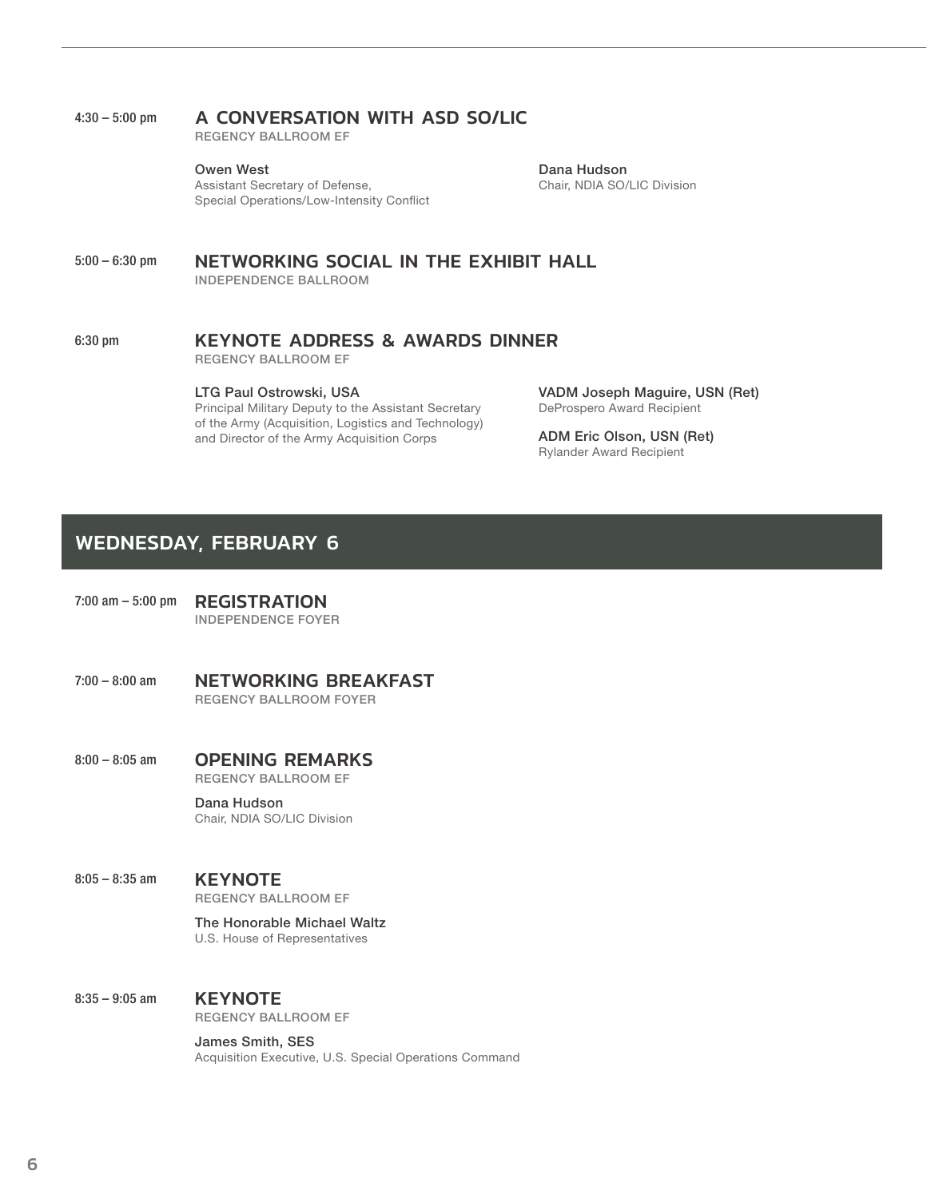4:30 – 5:00 pm

### A CONVERSATION WITH ASD SO/LIC

REGENCY BALLROOM EF

**Owen West**
Assistant Secretary of Defense, Special Operations/Low-Intensity Conflict

**Dana Hudson**
Chair, NDIA SO/LIC Division

5:00 – 6:30 pm

### NETWORKING SOCIAL IN THE EXHIBIT HALL

INDEPENDENCE BALLROOM

6:30 pm

### KEYNOTE ADDRESS & AWARDS DINNER

REGENCY BALLROOM EF

**LTG Paul Ostrowski, USA**
Principal Military Deputy to the Assistant Secretary of the Army (Acquisition, Logistics and Technology) and Director of the Army Acquisition Corps

**VADM Joseph Maguire, USN (Ret)**
DeProspero Award Recipient

**ADM Eric Olson, USN (Ret)**
Rylander Award Recipient

## WEDNESDAY, FEBRUARY 6

7:00 am – 5:00 pm

### REGISTRATION

INDEPENDENCE FOYER

7:00 – 8:00 am

### NETWORKING BREAKFAST

REGENCY BALLROOM FOYER

8:00 – 8:05 am

### OPENING REMARKS

REGENCY BALLROOM EF

**Dana Hudson**
Chair, NDIA SO/LIC Division

8:05 – 8:35 am

### KEYNOTE

REGENCY BALLROOM EF

**The Honorable Michael Waltz**
U.S. House of Representatives

8:35 – 9:05 am

### KEYNOTE

REGENCY BALLROOM EF

**James Smith, SES**
Acquisition Executive, U.S. Special Operations Command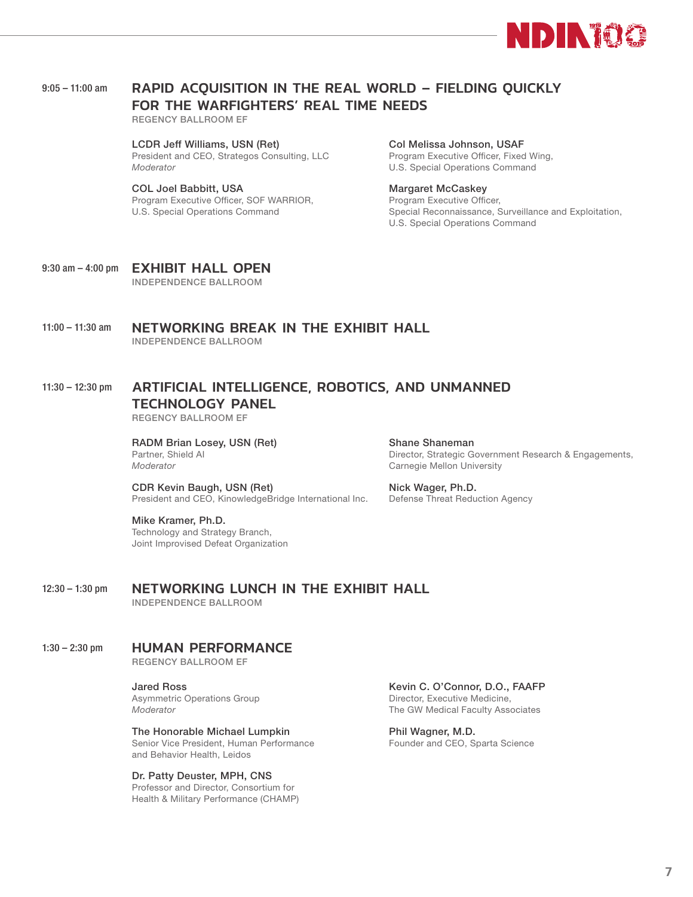**9:05 – 11:00 am**

## RAPID ACQUISITION IN THE REAL WORLD – FIELDING QUICKLY FOR THE WARFIGHTERS' REAL TIME NEEDS

REGENCY BALLROOM EF

**LCDR Jeff Williams, USN (Ret)**
President and CEO, Strategos Consulting, LLC
*Moderator*

**COL Joel Babbitt, USA**
Program Executive Officer, SOF WARRIOR,
U.S. Special Operations Command

**Col Melissa Johnson, USAF**
Program Executive Officer, Fixed Wing,
U.S. Special Operations Command

**Margaret McCaskey**
Program Executive Officer,
Special Reconnaissance, Surveillance and Exploitation,
U.S. Special Operations Command

**9:30 am – 4:00 pm**

## EXHIBIT HALL OPEN

INDEPENDENCE BALLROOM

**11:00 – 11:30 am**

## NETWORKING BREAK IN THE EXHIBIT HALL

INDEPENDENCE BALLROOM

**11:30 – 12:30 pm**

## ARTIFICIAL INTELLIGENCE, ROBOTICS, AND UNMANNED TECHNOLOGY PANEL

REGENCY BALLROOM EF

**RADM Brian Losey, USN (Ret)**
Partner, Shield AI
*Moderator*

**CDR Kevin Baugh, USN (Ret)**
President and CEO, KinowledgeBridge International Inc.

**Mike Kramer, Ph.D.**
Technology and Strategy Branch,
Joint Improvised Defeat Organization

**Shane Shaneman**
Director, Strategic Government Research & Engagements,
Carnegie Mellon University

**Nick Wager, Ph.D.**
Defense Threat Reduction Agency

**12:30 – 1:30 pm**

## NETWORKING LUNCH IN THE EXHIBIT HALL

INDEPENDENCE BALLROOM

**1:30 – 2:30 pm**

## HUMAN PERFORMANCE

REGENCY BALLROOM EF

**Jared Ross**
Asymmetric Operations Group
*Moderator*

**The Honorable Michael Lumpkin**
Senior Vice President, Human Performance
and Behavior Health, Leidos

**Dr. Patty Deuster, MPH, CNS**
Professor and Director, Consortium for
Health & Military Performance (CHAMP)

**Kevin C. O'Connor, D.O., FAAFP**
Director, Executive Medicine,
The GW Medical Faculty Associates

**Phil Wagner, M.D.**
Founder and CEO, Sparta Science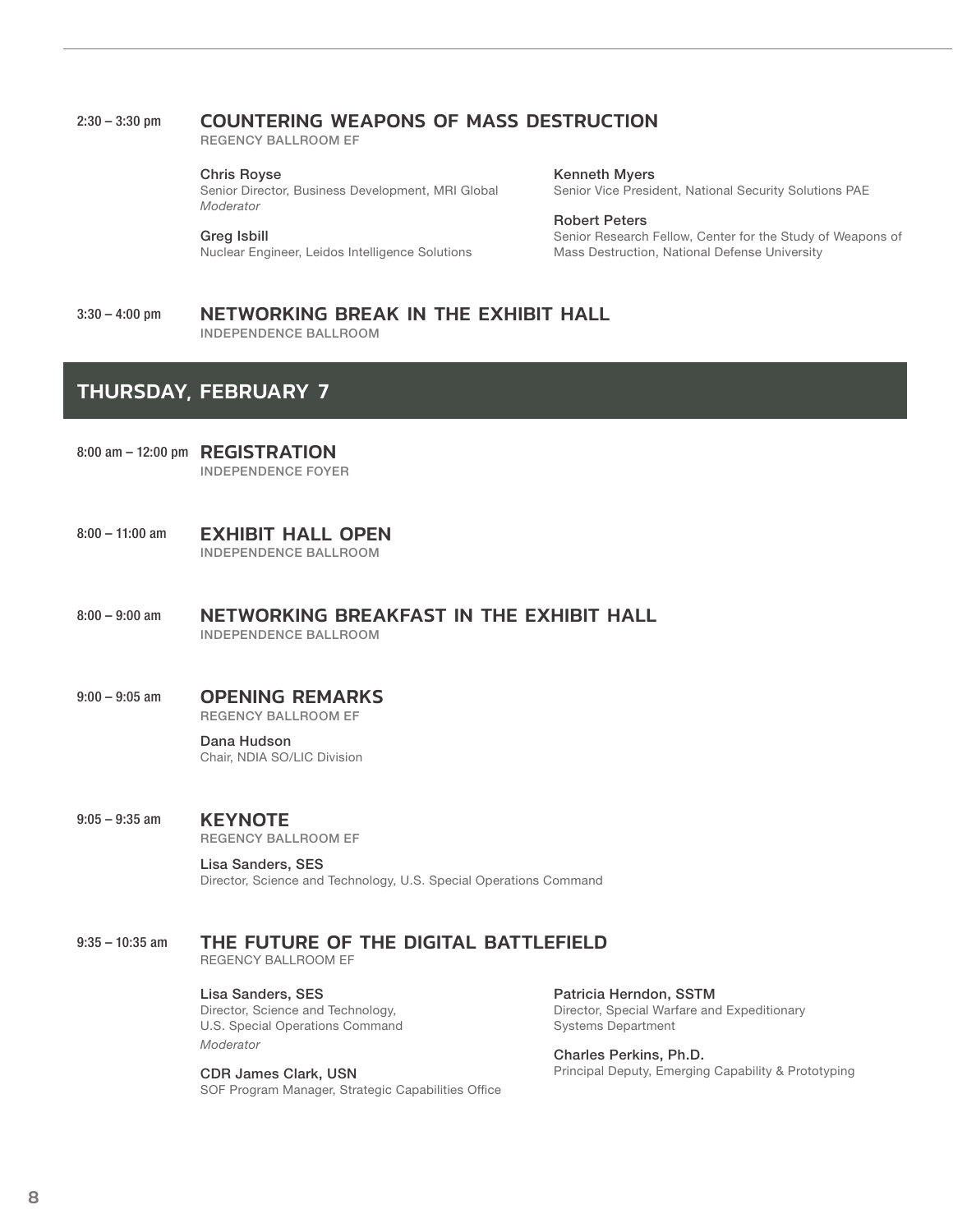2:30 – 3:30 pm

### COUNTERING WEAPONS OF MASS DESTRUCTION

REGENCY BALLROOM EF

**Chris Royse**
Senior Director, Business Development, MRI Global
*Moderator*

**Greg Isbill**
Nuclear Engineer, Leidos Intelligence Solutions

**Kenneth Myers**
Senior Vice President, National Security Solutions PAE

**Robert Peters**
Senior Research Fellow, Center for the Study of Weapons of Mass Destruction, National Defense University

3:30 – 4:00 pm

### NETWORKING BREAK IN THE EXHIBIT HALL

INDEPENDENCE BALLROOM

## THURSDAY, FEBRUARY 7

8:00 am – 12:00 pm

### REGISTRATION

INDEPENDENCE FOYER

8:00 – 11:00 am

### EXHIBIT HALL OPEN

INDEPENDENCE BALLROOM

8:00 – 9:00 am

### NETWORKING BREAKFAST IN THE EXHIBIT HALL

INDEPENDENCE BALLROOM

9:00 – 9:05 am

### OPENING REMARKS

REGENCY BALLROOM EF

**Dana Hudson**
Chair, NDIA SO/LIC Division

9:05 – 9:35 am

### KEYNOTE

REGENCY BALLROOM EF

**Lisa Sanders, SES**
Director, Science and Technology, U.S. Special Operations Command

9:35 – 10:35 am

### THE FUTURE OF THE DIGITAL BATTLEFIELD

REGENCY BALLROOM EF

**Lisa Sanders, SES**
Director, Science and Technology, U.S. Special Operations Command
*Moderator*

**CDR James Clark, USN**
SOF Program Manager, Strategic Capabilities Office

**Patricia Herndon, SSTM**
Director, Special Warfare and Expeditionary Systems Department

**Charles Perkins, Ph.D.**
Principal Deputy, Emerging Capability & Prototyping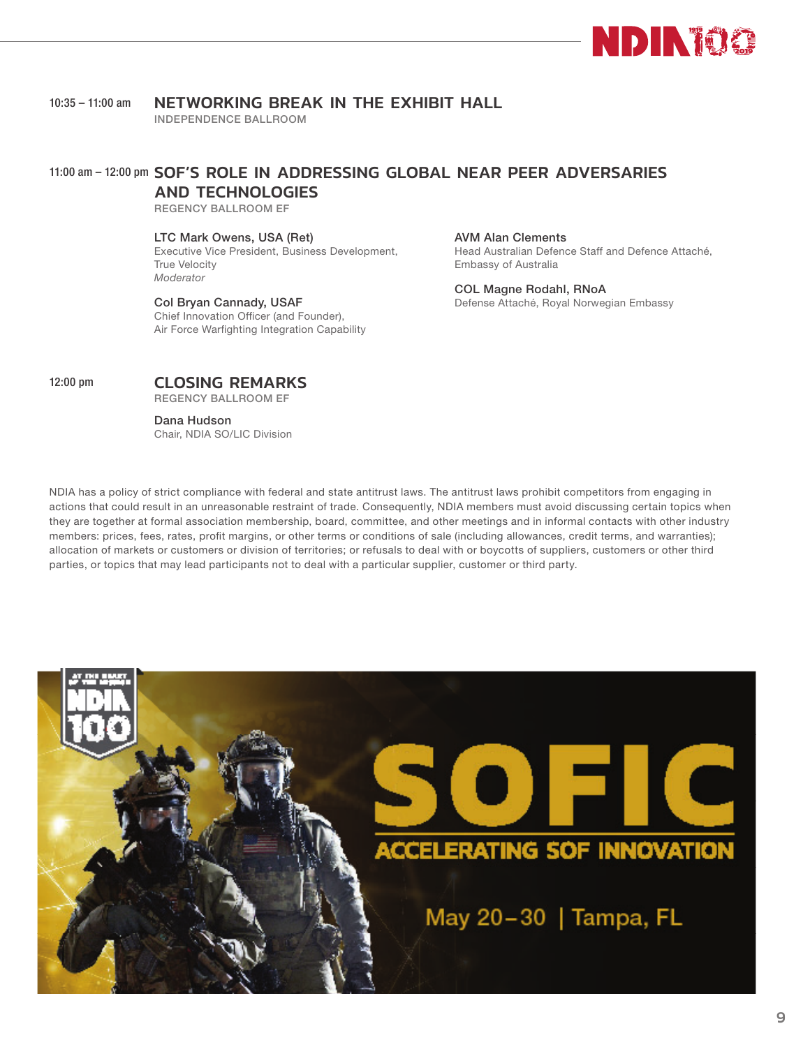10:35 – 11:00 am

## NETWORKING BREAK IN THE EXHIBIT HALL

INDEPENDENCE BALLROOM

11:00 am – 12:00 pm

## SOF'S ROLE IN ADDRESSING GLOBAL NEAR PEER ADVERSARIES AND TECHNOLOGIES

REGENCY BALLROOM EF

**LTC Mark Owens, USA (Ret)**
Executive Vice President, Business Development, True Velocity
*Moderator*

**Col Bryan Cannady, USAF**
Chief Innovation Officer (and Founder), Air Force Warfighting Integration Capability

**AVM Alan Clements**
Head Australian Defence Staff and Defence Attaché, Embassy of Australia

**COL Magne Rodahl, RNoA**
Defense Attaché, Royal Norwegian Embassy

12:00 pm

## CLOSING REMARKS

REGENCY BALLROOM EF

**Dana Hudson**
Chair, NDIA SO/LIC Division

NDIA has a policy of strict compliance with federal and state antitrust laws. The antitrust laws prohibit competitors from engaging in actions that could result in an unreasonable restraint of trade. Consequently, NDIA members must avoid discussing certain topics when they are together at formal association membership, board, committee, and other meetings and in informal contacts with other industry members: prices, fees, rates, profit margins, or other terms or conditions of sale (including allowances, credit terms, and warranties); allocation of markets or customers or division of territories; or refusals to deal with or boycotts of suppliers, customers or other third parties, or topics that may lead participants not to deal with a particular supplier, customer or third party.

SOFIC

ACCELERATING SOF INNOVATION

May 20–30 | Tampa, FL